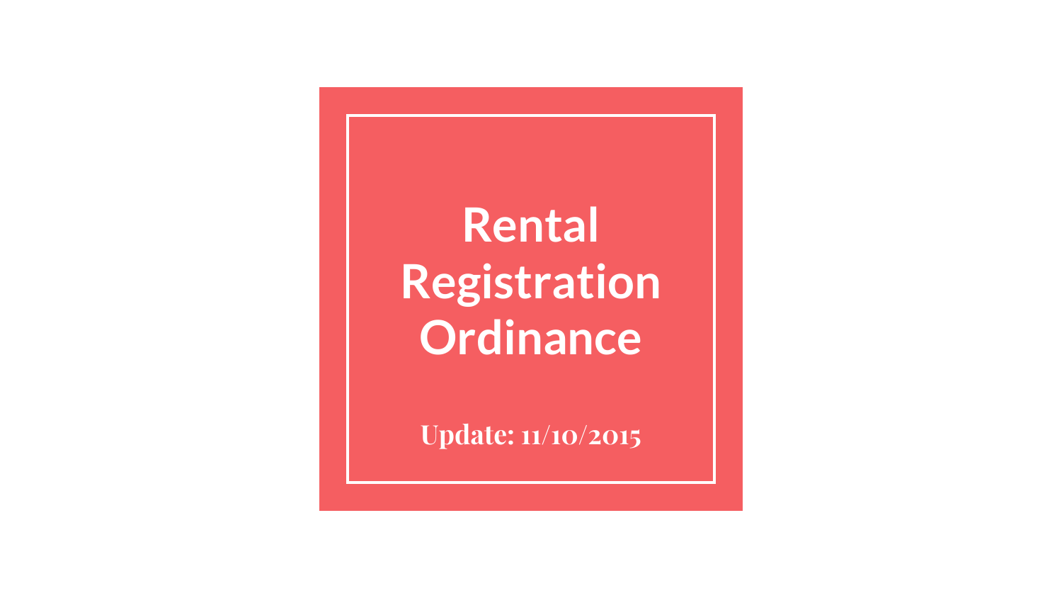# Rental Registration Ordinance

**Update: 11/10/2015**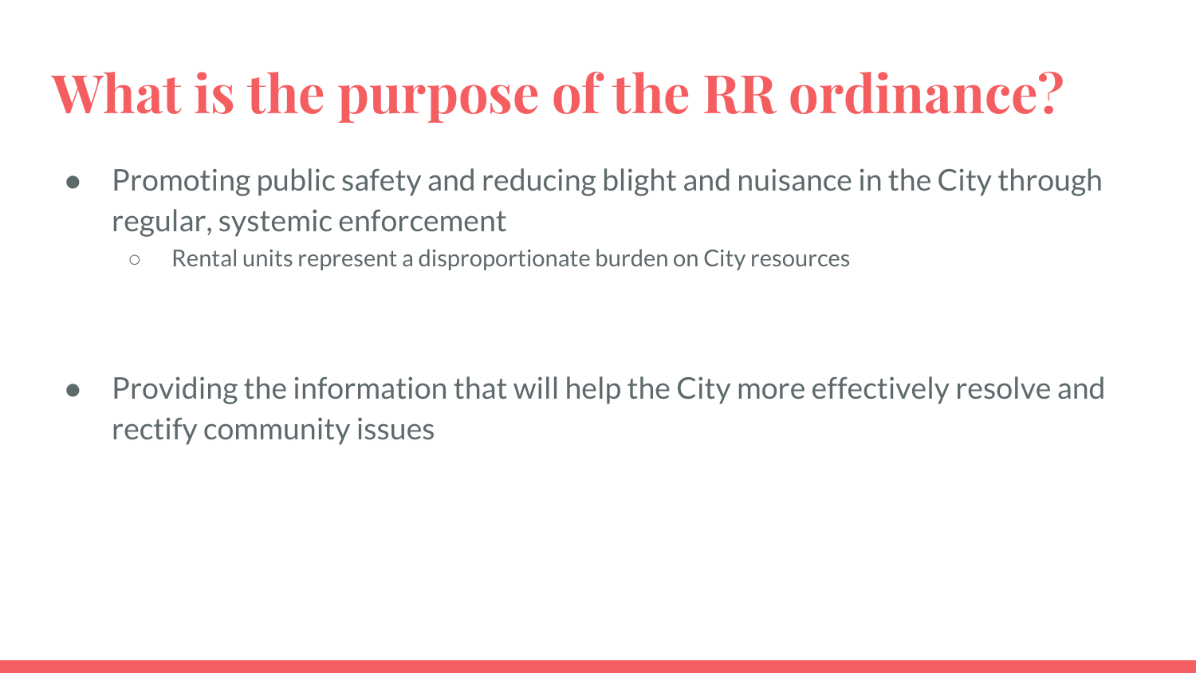# What is the purpose of the RR ordinance?

- Promoting public safety and reducing blight and nuisance in the City through regular, systemic enforcement
  - Rental units represent a disproportionate burden on City resources

- Providing the information that will help the City more effectively resolve and rectify community issues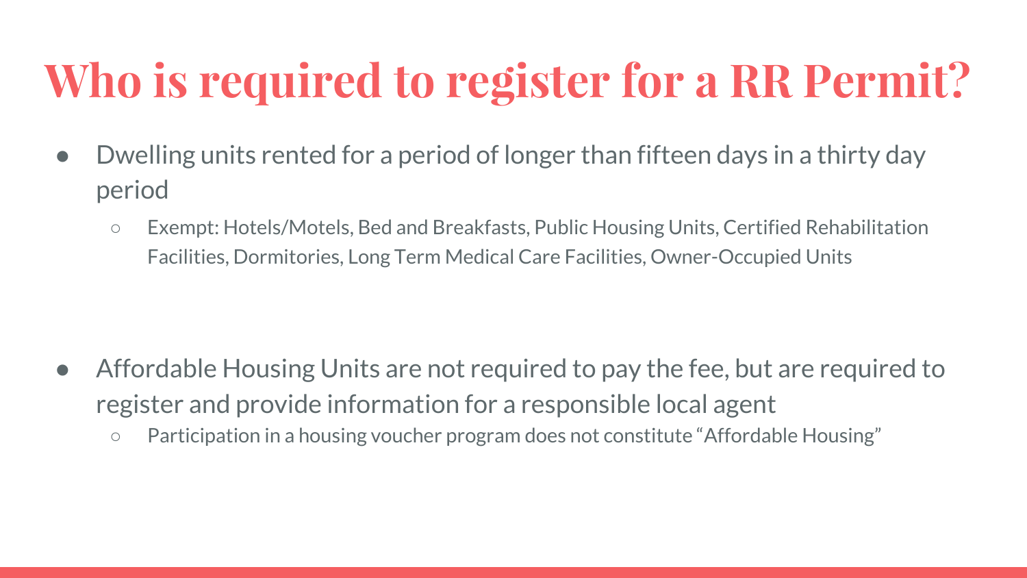# Who is required to register for a RR Permit?

- Dwelling units rented for a period of longer than fifteen days in a thirty day period
  - Exempt: Hotels/Motels, Bed and Breakfasts, Public Housing Units, Certified Rehabilitation Facilities, Dormitories, Long Term Medical Care Facilities, Owner-Occupied Units

- Affordable Housing Units are not required to pay the fee, but are required to register and provide information for a responsible local agent
  - Participation in a housing voucher program does not constitute "Affordable Housing"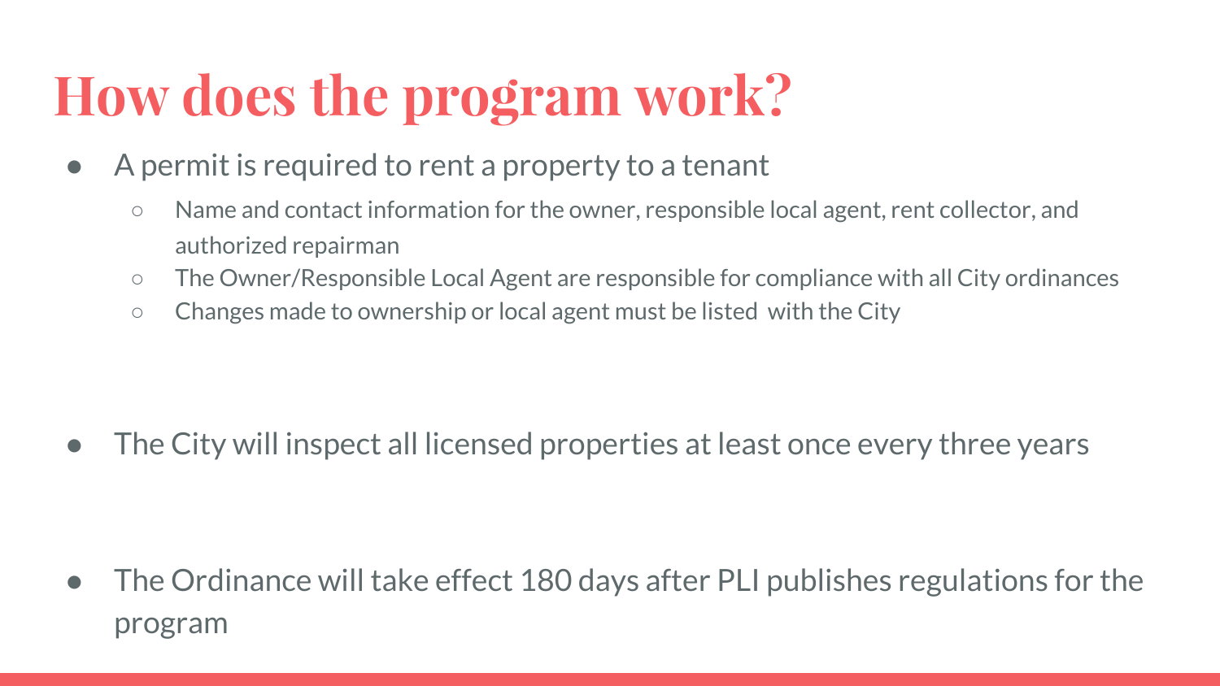# How does the program work?

- A permit is required to rent a property to a tenant
  - Name and contact information for the owner, responsible local agent, rent collector, and authorized repairman
  - The Owner/Responsible Local Agent are responsible for compliance with all City ordinances
  - Changes made to ownership or local agent must be listed with the City

- The City will inspect all licensed properties at least once every three years

- The Ordinance will take effect 180 days after PLI publishes regulations for the program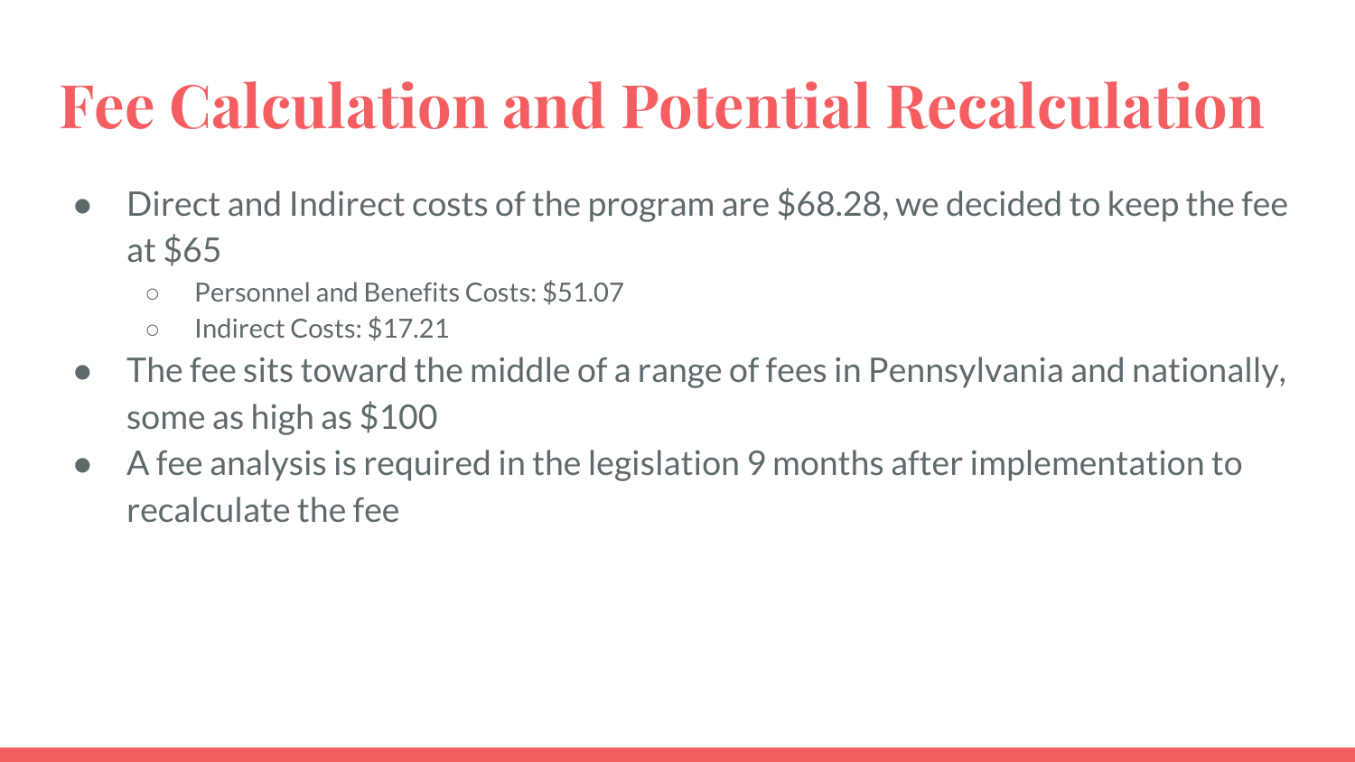# Fee Calculation and Potential Recalculation

- Direct and Indirect costs of the program are $68.28, we decided to keep the fee at $65
  - Personnel and Benefits Costs: $51.07
  - Indirect Costs: $17.21
- The fee sits toward the middle of a range of fees in Pennsylvania and nationally, some as high as $100
- A fee analysis is required in the legislation 9 months after implementation to recalculate the fee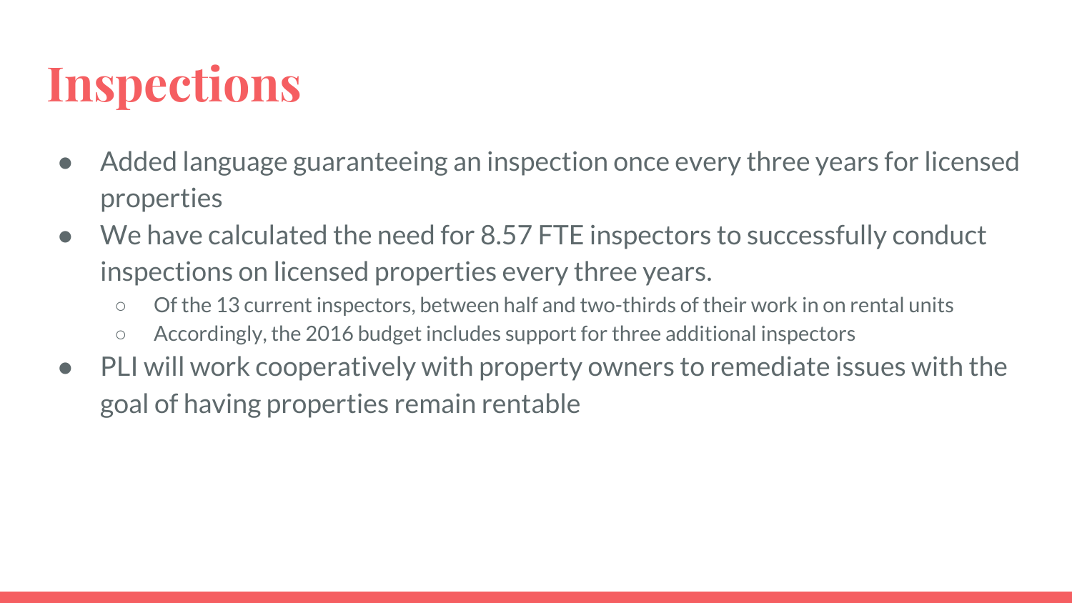# Inspections

- Added language guaranteeing an inspection once every three years for licensed properties
- We have calculated the need for 8.57 FTE inspectors to successfully conduct inspections on licensed properties every three years.
  - Of the 13 current inspectors, between half and two-thirds of their work in on rental units
  - Accordingly, the 2016 budget includes support for three additional inspectors
- PLI will work cooperatively with property owners to remediate issues with the goal of having properties remain rentable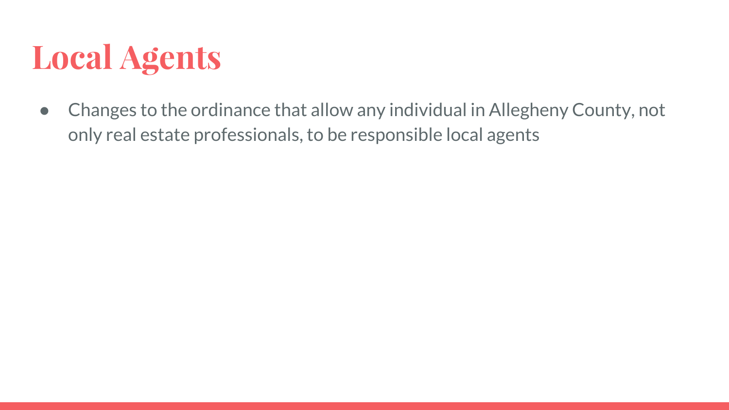# Local Agents

- Changes to the ordinance that allow any individual in Allegheny County, not only real estate professionals, to be responsible local agents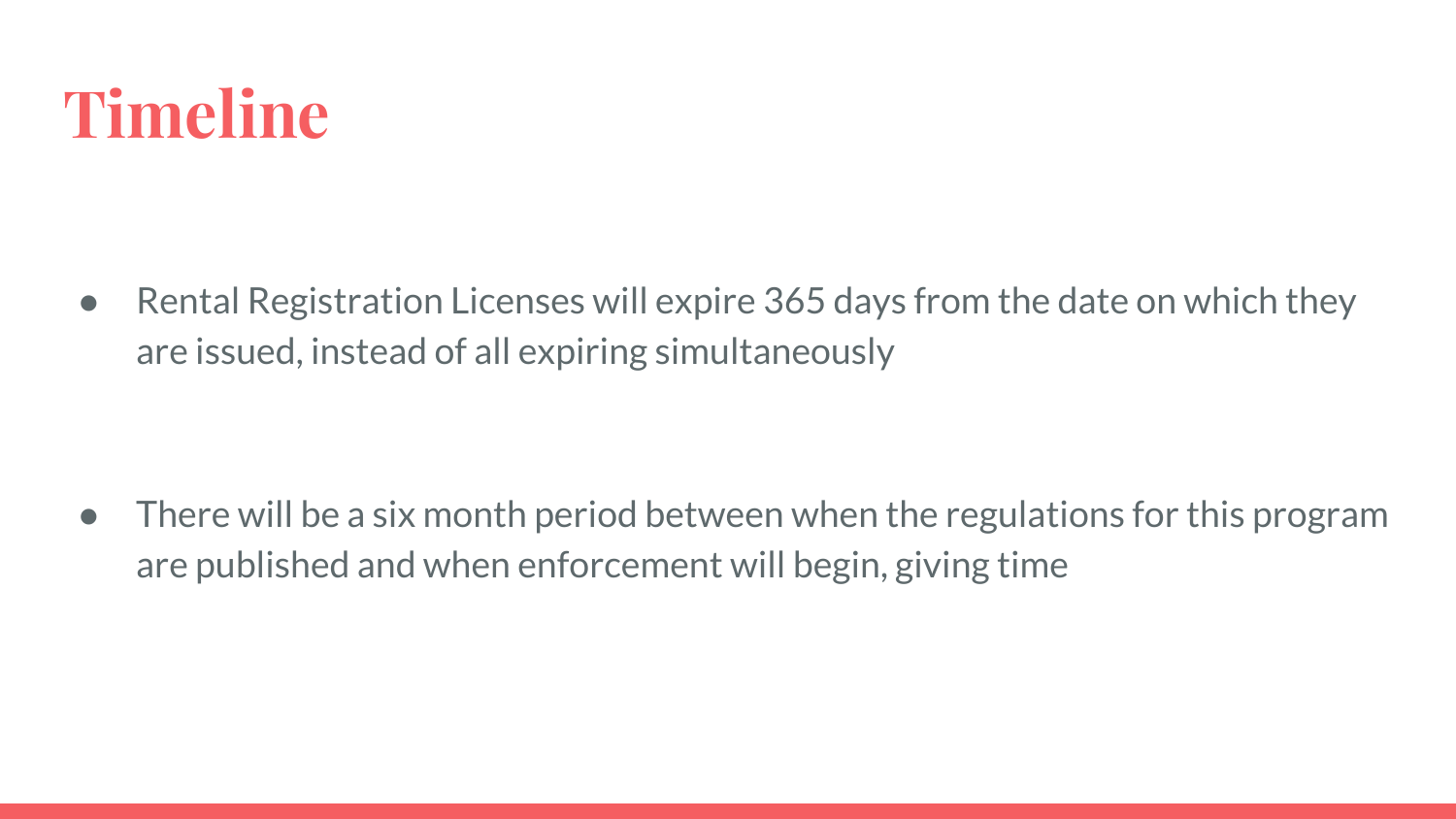# Timeline

- Rental Registration Licenses will expire 365 days from the date on which they are issued, instead of all expiring simultaneously

- There will be a six month period between when the regulations for this program are published and when enforcement will begin, giving time